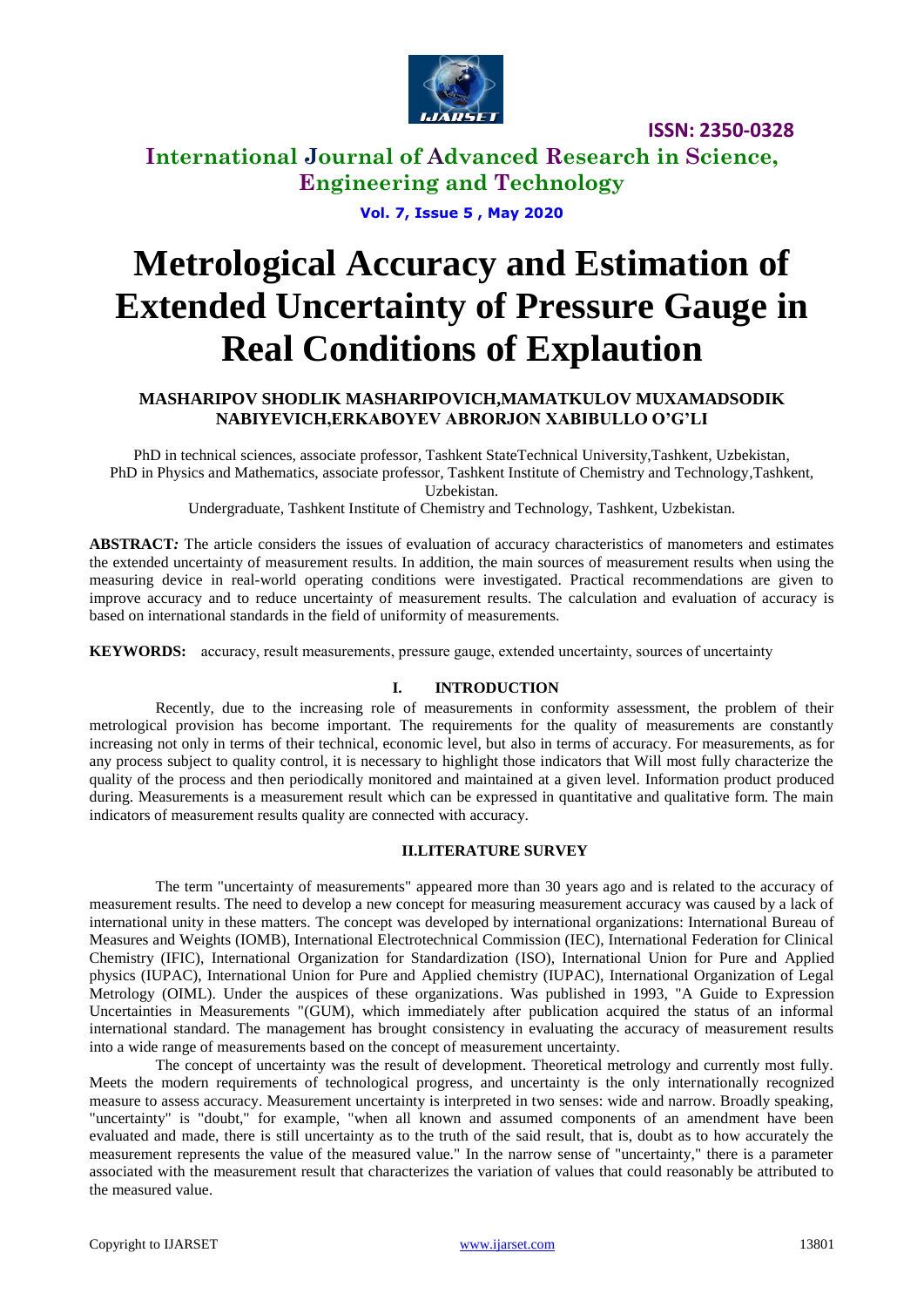# Metrological Accuracy and Estimation of Extended Uncertainty of Pressure Gauge in Real Conditions of Explaution

**MASHARIPOV SHODLIK MASHARIPOVICH,MAMATKULOV MUXAMADSODIK NABIYEVICH,ERKABOYEV ABRORJON XABIBULLO O'G'LI**

PhD in technical sciences, associate professor, Tashkent StateTechnical University,Tashkent, Uzbekistan,
PhD in Physics and Mathematics, associate professor, Tashkent Institute of Chemistry and Technology,Tashkent, Uzbekistan.
Undergraduate, Tashkent Institute of Chemistry and Technology, Tashkent, Uzbekistan.

**ABSTRACT***:* The article considers the issues of evaluation of accuracy characteristics of manometers and estimates the extended uncertainty of measurement results. In addition, the main sources of measurement results when using the measuring device in real-world operating conditions were investigated. Practical recommendations are given to improve accuracy and to reduce uncertainty of measurement results. The calculation and evaluation of accuracy is based on international standards in the field of uniformity of measurements.

**KEYWORDS:** accuracy, result measurements, pressure gauge, extended uncertainty, sources of uncertainty

## I. INTRODUCTION

Recently, due to the increasing role of measurements in conformity assessment, the problem of their metrological provision has become important. The requirements for the quality of measurements are constantly increasing not only in terms of their technical, economic level, but also in terms of accuracy. For measurements, as for any process subject to quality control, it is necessary to highlight those indicators that Will most fully characterize the quality of the process and then periodically monitored and maintained at a given level. Information product produced during. Measurements is a measurement result which can be expressed in quantitative and qualitative form. The main indicators of measurement results quality are connected with accuracy.

## II.LITERATURE SURVEY

The term "uncertainty of measurements" appeared more than 30 years ago and is related to the accuracy of measurement results. The need to develop a new concept for measuring measurement accuracy was caused by a lack of international unity in these matters. The concept was developed by international organizations: International Bureau of Measures and Weights (IOMB), International Electrotechnical Commission (IEC), International Federation for Clinical Chemistry (IFIC), International Organization for Standardization (ISO), International Union for Pure and Applied physics (IUPAC), International Union for Pure and Applied chemistry (IUPAC), International Organization of Legal Metrology (OIML). Under the auspices of these organizations. Was published in 1993, "A Guide to Expression Uncertainties in Measurements "(GUM), which immediately after publication acquired the status of an informal international standard. The management has brought consistency in evaluating the accuracy of measurement results into a wide range of measurements based on the concept of measurement uncertainty.

The concept of uncertainty was the result of development. Theoretical metrology and currently most fully. Meets the modern requirements of technological progress, and uncertainty is the only internationally recognized measure to assess accuracy. Measurement uncertainty is interpreted in two senses: wide and narrow. Broadly speaking, "uncertainty" is "doubt," for example, "when all known and assumed components of an amendment have been evaluated and made, there is still uncertainty as to the truth of the said result, that is, doubt as to how accurately the measurement represents the value of the measured value." In the narrow sense of "uncertainty," there is a parameter associated with the measurement result that characterizes the variation of values that could reasonably be attributed to the measured value.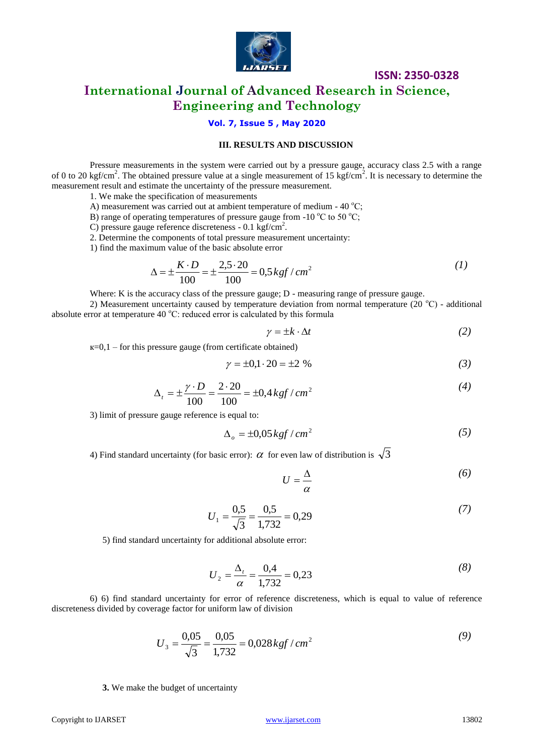### III. RESULTS AND DISCUSSION

Pressure measurements in the system were carried out by a pressure gauge, accuracy class 2.5 with a range of 0 to 20 kgf/cm$^2$. The obtained pressure value at a single measurement of 15 kgf/cm$^2$. It is necessary to determine the measurement result and estimate the uncertainty of the pressure measurement.

1. We make the specification of measurements

A) measurement was carried out at ambient temperature of medium - 40 $^o$C;

B) range of operating temperatures of pressure gauge from -10 $^o$C to 50 $^o$C;

C) pressure gauge reference discreteness - 0.1 kgf/cm$^2$.

2. Determine the components of total pressure measurement uncertainty:

1) find the maximum value of the basic absolute error

$$\Delta = \pm \frac{K \cdot D}{100} = \pm \frac{2{,}5 \cdot 20}{100} = 0{,}5\, kgf / cm^2 \qquad (1)$$

Where: K is the accuracy class of the pressure gauge; D - measuring range of pressure gauge.

2) Measurement uncertainty caused by temperature deviation from normal temperature (20 $^o$C) - additional absolute error at temperature 40 $^o$C: reduced error is calculated by this formula

$$\gamma = \pm k \cdot \Delta t \qquad (2)$$

к=0,1 – for this pressure gauge (from certificate obtained)

$$\gamma = \pm 0{,}1 \cdot 20 = \pm 2\ \% \qquad (3)$$

$$\Delta_t = \pm \frac{\gamma \cdot D}{100} = \frac{2 \cdot 20}{100} = \pm 0{,}4\, kgf / cm^2 \qquad (4)$$

3) limit of pressure gauge reference is equal to:

$$\Delta_o = \pm 0{,}05\, kgf / cm^2 \qquad (5)$$

4) Find standard uncertainty (for basic error): $\alpha$ for even law of distribution is $\sqrt{3}$

$$U = \frac{\Delta}{\alpha} \qquad (6)$$

$$U_1 = \frac{0{,}5}{\sqrt{3}} = \frac{0{,}5}{1{,}732} = 0{,}29 \qquad (7)$$

5) find standard uncertainty for additional absolute error:

$$U_2 = \frac{\Delta_t}{\alpha} = \frac{0{,}4}{1{,}732} = 0{,}23 \qquad (8)$$

6) 6) find standard uncertainty for error of reference discreteness, which is equal to value of reference discreteness divided by coverage factor for uniform law of division

$$U_3 = \frac{0{,}05}{\sqrt{3}} = \frac{0{,}05}{1{,}732} = 0{,}028\, kgf / cm^2 \qquad (9)$$

**3.** We make the budget of uncertainty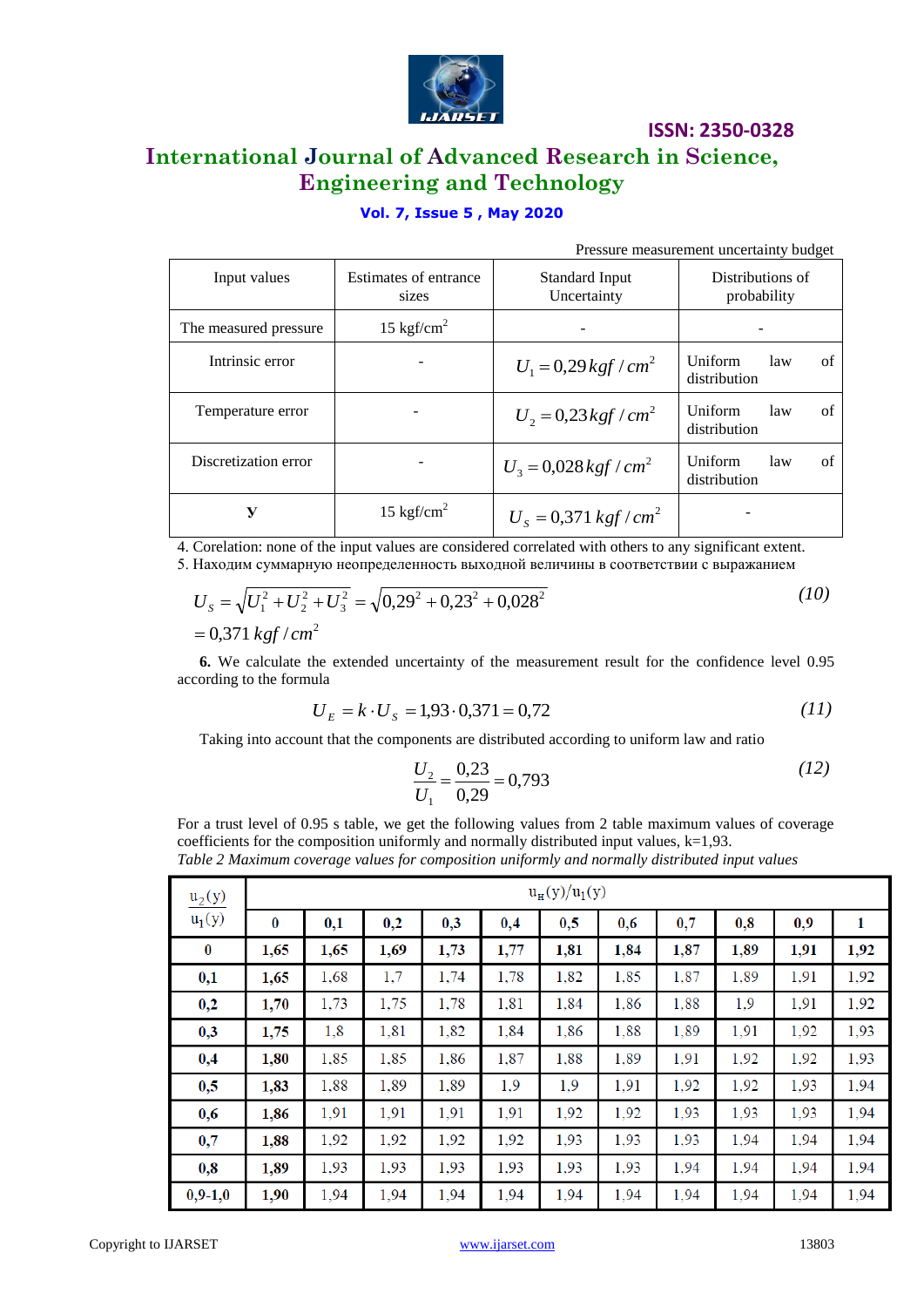Pressure measurement uncertainty budget

| Input values | Estimates of entrance sizes | Standard Input Uncertainty | Distributions of probability |
|---|---|---|---|
| The measured pressure | 15 kgf/cm$^2$ | - | - |
| Intrinsic error | - | $U_1 = 0{,}29\, kgf/cm^2$ | Uniform law of distribution |
| Temperature error | - | $U_2 = 0{,}23\, kgf/cm^2$ | Uniform law of distribution |
| Discretization error | - | $U_3 = 0{,}028\, kgf/cm^2$ | Uniform law of distribution |
| **y** | 15 kgf/cm$^2$ | $U_S = 0{,}371\, kgf/cm^2$ | - |

4. Corelation: none of the input values are considered correlated with others to any significant extent.
5. Находим суммарную неопределенность выходной величины в соответствии с выражением

$$U_S = \sqrt{U_1^2 + U_2^2 + U_3^2} = \sqrt{0{,}29^2 + 0{,}23^2 + 0{,}028^2} = 0{,}371\, kgf/cm^2 \qquad (10)$$

**6.** We calculate the extended uncertainty of the measurement result for the confidence level 0.95 according to the formula

$$U_E = k \cdot U_S = 1{,}93 \cdot 0{,}371 = 0{,}72 \qquad (11)$$

Taking into account that the components are distributed according to uniform law and ratio

$$\frac{U_2}{U_1} = \frac{0{,}23}{0{,}29} = 0{,}793 \qquad (12)$$

For a trust level of 0.95 s table, we get the following values from 2 table maximum values of coverage coefficients for the composition uniformly and normally distributed input values, k=1,93.

*Table 2 Maximum coverage values for composition uniformly and normally distributed input values*

| $u_2(y)/u_1(y)$ | $u_н(y)/u_1(y)$ | | | | | | | | | | |
|---|---|---|---|---|---|---|---|---|---|---|---|
| | **0** | **0,1** | **0,2** | **0,3** | **0,4** | **0,5** | **0,6** | **0,7** | **0,8** | **0,9** | **1** |
| **0** | **1,65** | **1,65** | **1,69** | **1,73** | **1,77** | **1,81** | **1,84** | **1,87** | **1,89** | **1,91** | **1,92** |
| **0,1** | **1,65** | 1,68 | 1,7 | 1,74 | 1,78 | 1,82 | 1,85 | 1,87 | 1,89 | 1,91 | 1,92 |
| **0,2** | **1,70** | 1,73 | 1,75 | 1,78 | 1,81 | 1,84 | 1,86 | 1,88 | 1,9 | 1,91 | 1,92 |
| **0,3** | **1,75** | 1,8 | 1,81 | 1,82 | 1,84 | 1,86 | 1,88 | 1,89 | 1,91 | 1,92 | 1,93 |
| **0,4** | **1,80** | 1,85 | 1,85 | 1,86 | 1,87 | 1,88 | 1,89 | 1,91 | 1,92 | 1,92 | 1,93 |
| **0,5** | **1,83** | 1,88 | 1,89 | 1,89 | 1,9 | 1,9 | 1,91 | 1,92 | 1,92 | 1,93 | 1,94 |
| **0,6** | **1,86** | 1,91 | 1,91 | 1,91 | 1,91 | 1,92 | 1,92 | 1,93 | 1,93 | 1,93 | 1,94 |
| **0,7** | **1,88** | 1,92 | 1,92 | 1,92 | 1,92 | 1,93 | 1,93 | 1,93 | 1,94 | 1,94 | 1,94 |
| **0,8** | **1,89** | 1,93 | 1,93 | 1,93 | 1,93 | 1,93 | 1,93 | 1,94 | 1,94 | 1,94 | 1,94 |
| **0,9-1,0** | **1,90** | 1,94 | 1,94 | 1,94 | 1,94 | 1,94 | 1,94 | 1,94 | 1,94 | 1,94 | 1,94 |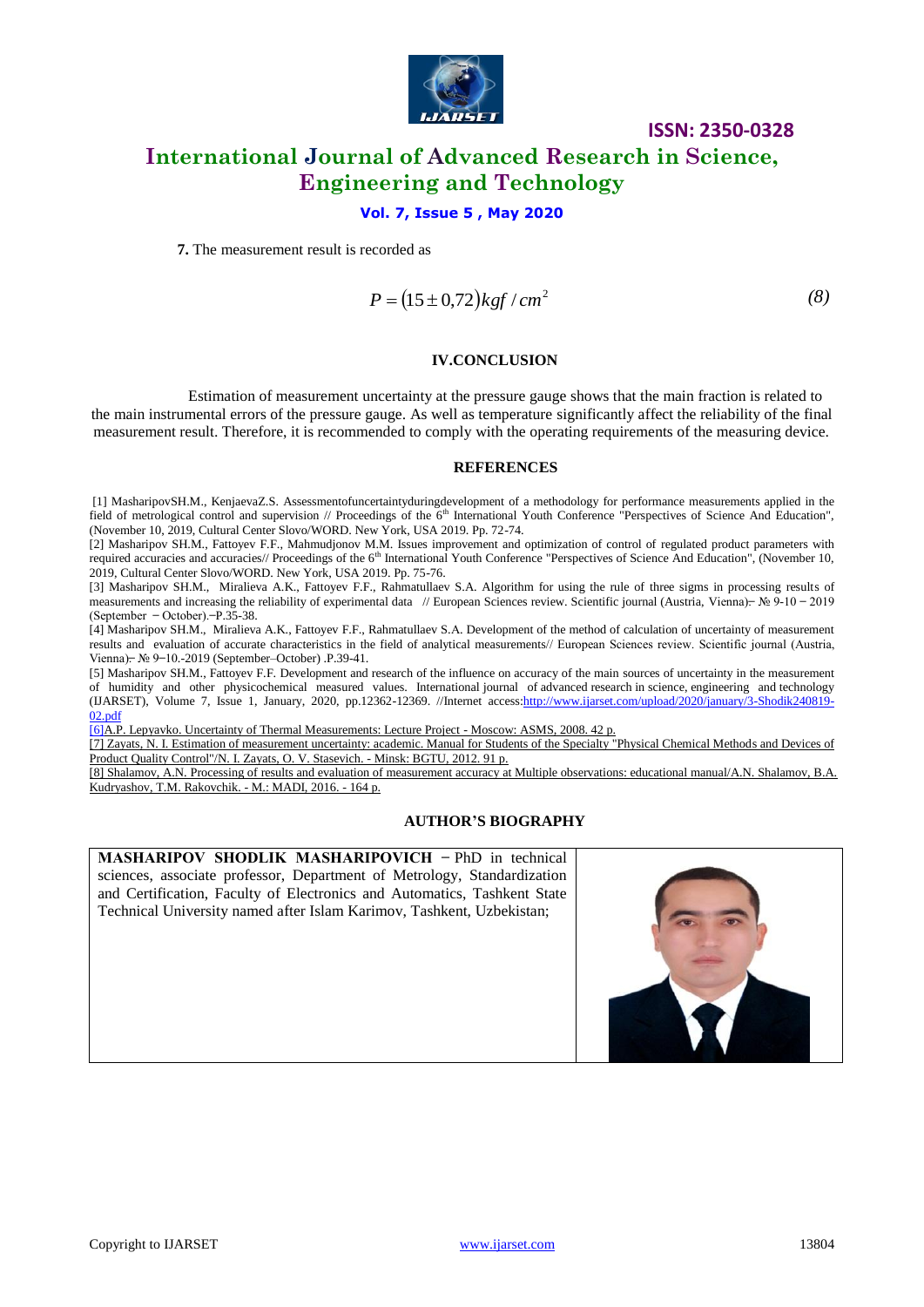**7.** The measurement result is recorded as

$$P = (15 \pm 0{,}72)\,kgf/cm^2 \tag{8}$$

## IV.CONCLUSION

Estimation of measurement uncertainty at the pressure gauge shows that the main fraction is related to the main instrumental errors of the pressure gauge. As well as temperature significantly affect the reliability of the final measurement result. Therefore, it is recommended to comply with the operating requirements of the measuring device.

## REFERENCES

[1] MasharipovSH.M., KenjaevaZ.S. Assessmentofuncertaintyduringdevelopment of a methodology for performance measurements applied in the field of metrological control and supervision // Proceedings of the 6th International Youth Conference "Perspectives of Science And Education", (November 10, 2019, Cultural Center Slovo/WORD. New York, USA 2019. Pp. 72-74.

[2] Masharipov SH.M., Fattoyev F.F., Mahmudjonov M.M. Issues improvement and optimization of control of regulated product parameters with required accuracies and accuracies// Proceedings of the 6th International Youth Conference "Perspectives of Science And Education", (November 10, 2019, Cultural Center Slovo/WORD. New York, USA 2019. Pp. 75-76.

[3] Masharipov SH.M., Miralieva A.K., Fattoyev F.F., Rahmatullaev S.A. Algorithm for using the rule of three sigms in processing results of measurements and increasing the reliability of experimental data // European Sciences review. Scientific journal (Austria, Vienna)– № 9-10 – 2019 (September – October).–P.35-38.

[4] Masharipov SH.M., Miralieva A.K., Fattoyev F.F., Rahmatullaev S.A. Development of the method of calculation of uncertainty of measurement results and evaluation of accurate characteristics in the field of analytical measurements// European Sciences review. Scientific journal (Austria, Vienna)– № 9–10.-2019 (September–October) .P.39-41.

[5] Masharipov SH.M., Fattoyev F.F. Development and research of the influence on accuracy of the main sources of uncertainty in the measurement of humidity and other physicochemical measured values. International journal of advanced research in science, engineering and technology (IJARSET), Volume 7, Issue 1, January, 2020, pp.12362-12369. //Internet access:http://www.ijarset.com/upload/2020/january/3-Shodik240819-02.pdf

[6]A.P. Lepyavko. Uncertainty of Thermal Measurements: Lecture Project - Moscow: ASMS, 2008. 42 p.

[7] Zayats, N. I. Estimation of measurement uncertainty: academic. Manual for Students of the Specialty "Physical Chemical Methods and Devices of Product Quality Control"/N. I. Zayats, O. V. Stasevich. - Minsk: BGTU, 2012. 91 p.

[8] Shalamov, A.N. Processing of results and evaluation of measurement accuracy at Multiple observations: educational manual/A.N. Shalamov, B.A. Kudryashov, T.M. Rakovchik. - M.: MADI, 2016. - 164 p.

## AUTHOR'S BIOGRAPHY

**MASHARIPOV SHODLIK MASHARIPOVICH** – PhD in technical sciences, associate professor, Department of Metrology, Standardization and Certification, Faculty of Electronics and Automatics, Tashkent State Technical University named after Islam Karimov, Tashkent, Uzbekistan;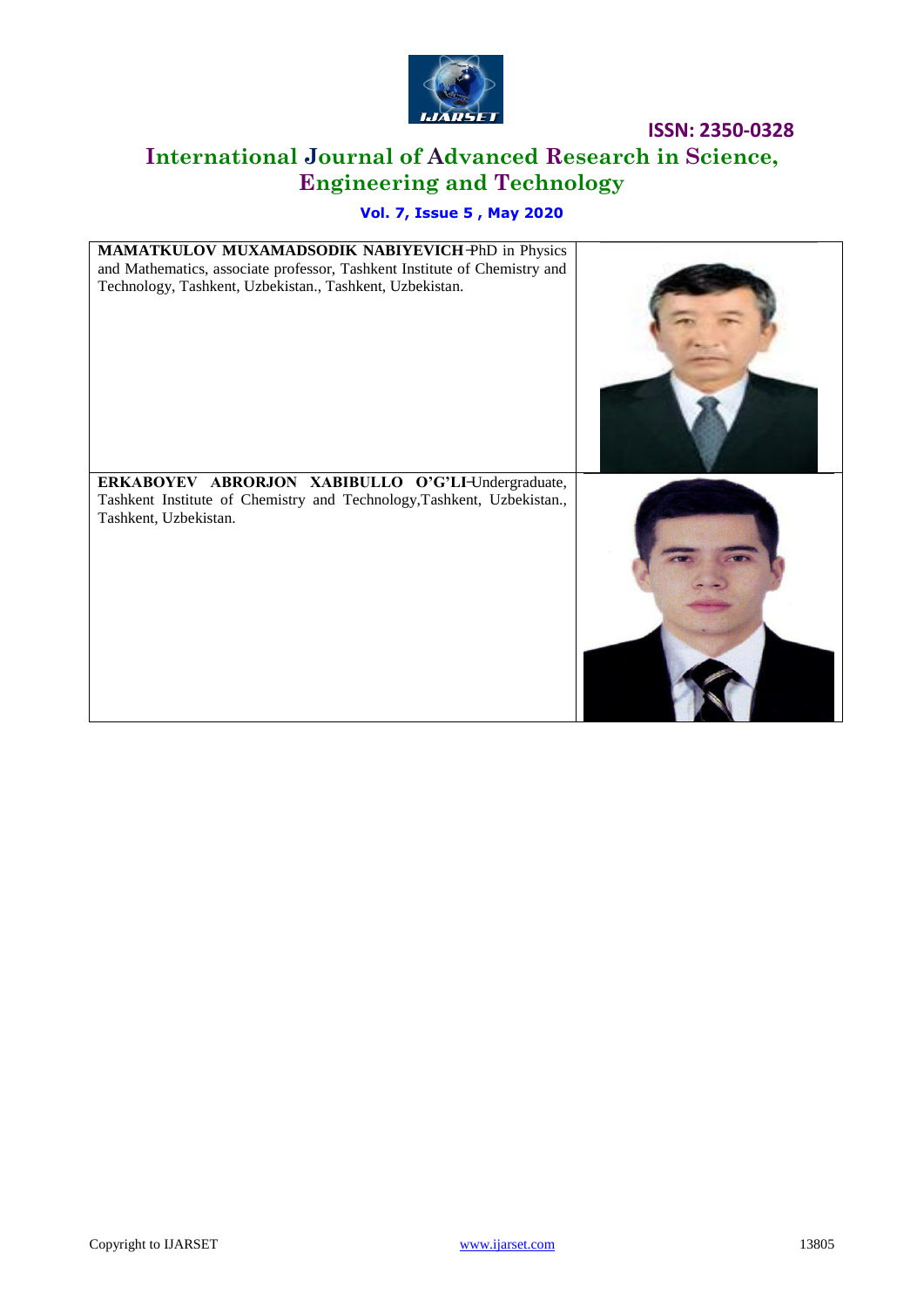| | |
|---|---|
| **MAMATKULOV MUXAMADSODIK NABIYEVICH**–PhD in Physics and Mathematics, associate professor, Tashkent Institute of Chemistry and Technology, Tashkent, Uzbekistan., Tashkent, Uzbekistan. | |
| **ERKABOYEV ABRORJON XABIBULLO O'G'LI**–Undergraduate, Tashkent Institute of Chemistry and Technology,Tashkent, Uzbekistan., Tashkent, Uzbekistan. | |